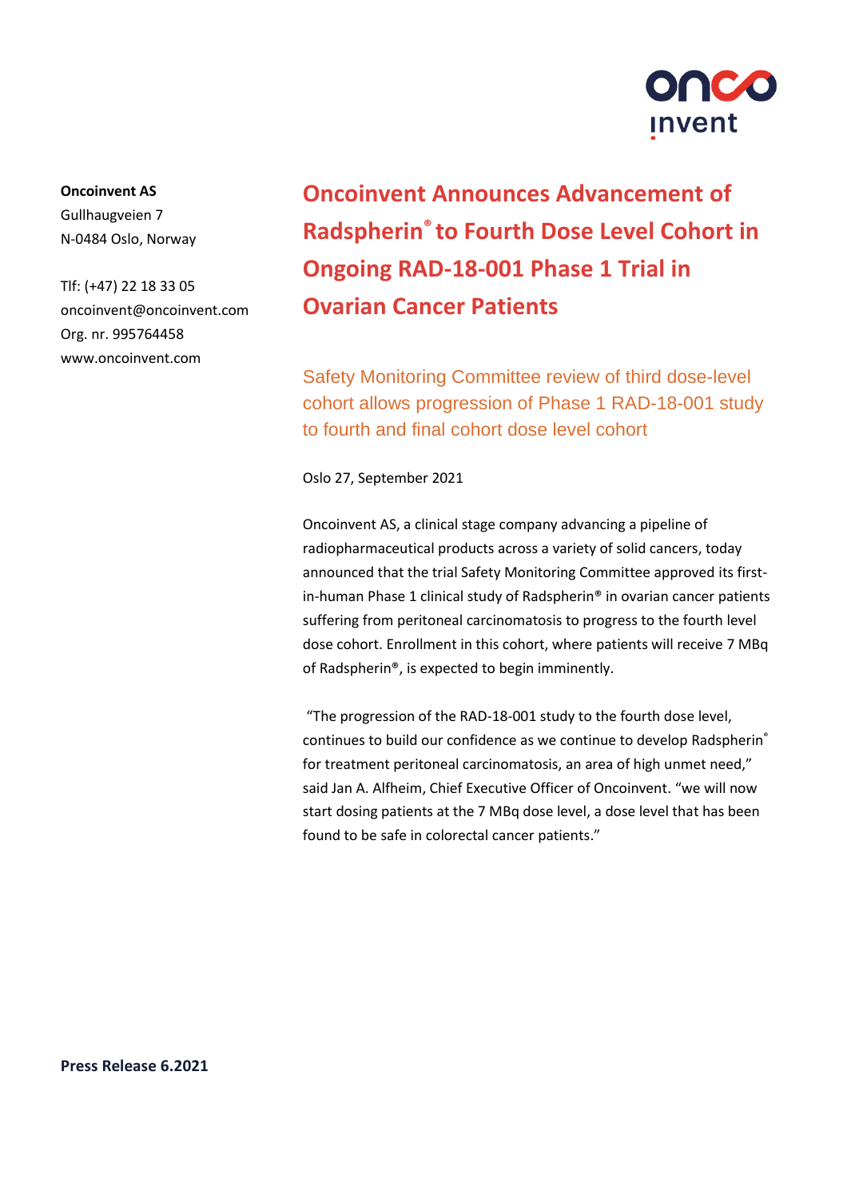**Oncoinvent AS**
Gullhaugveien 7
N-0484 Oslo, Norway

Tlf: (+47) 22 18 33 05
oncoinvent@oncoinvent.com
Org. nr. 995764458
www.oncoinvent.com

# Oncoinvent Announces Advancement of Radspherin® to Fourth Dose Level Cohort in Ongoing RAD-18-001 Phase 1 Trial in Ovarian Cancer Patients

## Safety Monitoring Committee review of third dose-level cohort allows progression of Phase 1 RAD-18-001 study to fourth and final cohort dose level cohort

Oslo 27, September 2021

Oncoinvent AS, a clinical stage company advancing a pipeline of radiopharmaceutical products across a variety of solid cancers, today announced that the trial Safety Monitoring Committee approved its first-in-human Phase 1 clinical study of Radspherin® in ovarian cancer patients suffering from peritoneal carcinomatosis to progress to the fourth level dose cohort. Enrollment in this cohort, where patients will receive 7 MBq of Radspherin®, is expected to begin imminently.

"The progression of the RAD-18-001 study to the fourth dose level, continues to build our confidence as we continue to develop Radspherin® for treatment peritoneal carcinomatosis, an area of high unmet need," said Jan A. Alfheim, Chief Executive Officer of Oncoinvent. "we will now start dosing patients at the 7 MBq dose level, a dose level that has been found to be safe in colorectal cancer patients."

**Press Release 6.2021**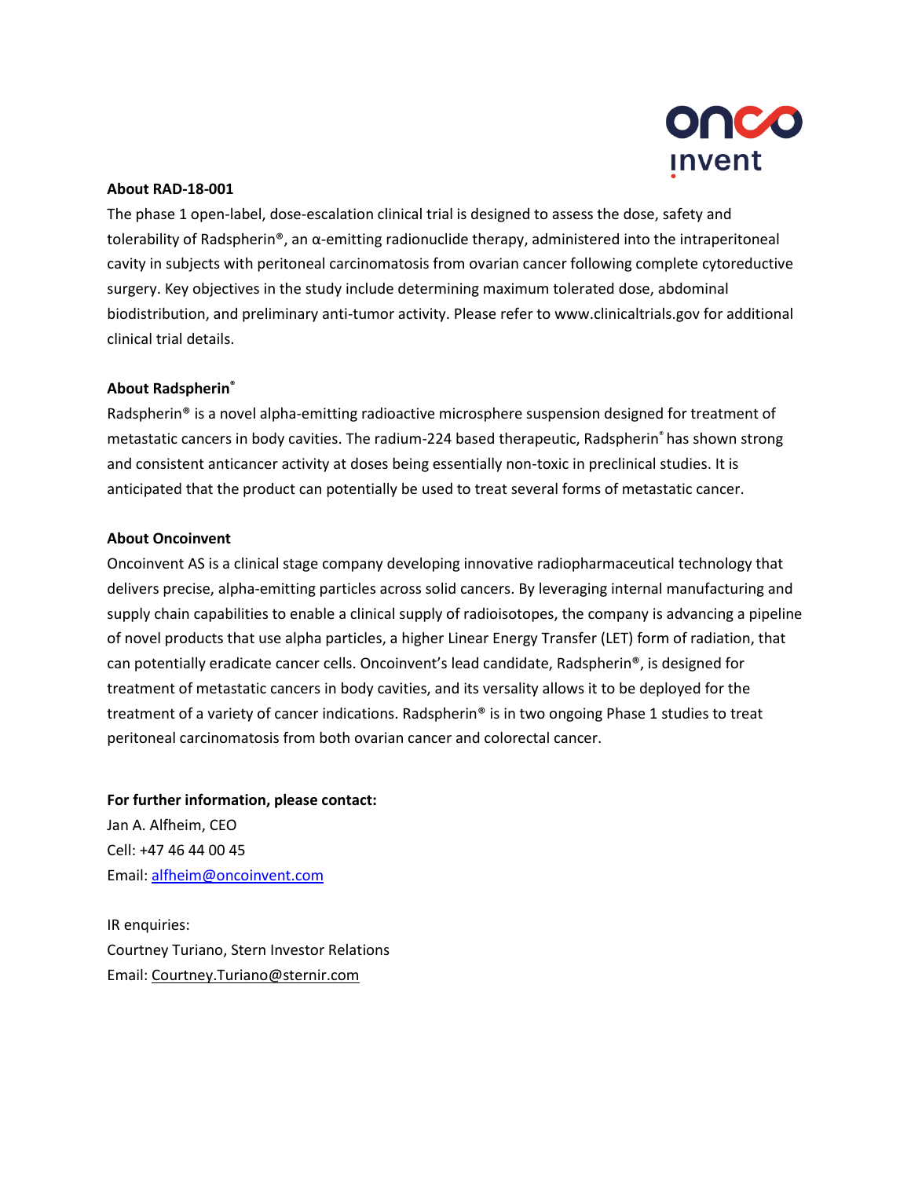**About RAD-18-001**

The phase 1 open-label, dose-escalation clinical trial is designed to assess the dose, safety and tolerability of Radspherin®, an α-emitting radionuclide therapy, administered into the intraperitoneal cavity in subjects with peritoneal carcinomatosis from ovarian cancer following complete cytoreductive surgery. Key objectives in the study include determining maximum tolerated dose, abdominal biodistribution, and preliminary anti-tumor activity. Please refer to www.clinicaltrials.gov for additional clinical trial details.

**About Radspherin®**

Radspherin® is a novel alpha-emitting radioactive microsphere suspension designed for treatment of metastatic cancers in body cavities. The radium-224 based therapeutic, Radspherin® has shown strong and consistent anticancer activity at doses being essentially non-toxic in preclinical studies. It is anticipated that the product can potentially be used to treat several forms of metastatic cancer.

**About Oncoinvent**

Oncoinvent AS is a clinical stage company developing innovative radiopharmaceutical technology that delivers precise, alpha-emitting particles across solid cancers. By leveraging internal manufacturing and supply chain capabilities to enable a clinical supply of radioisotopes, the company is advancing a pipeline of novel products that use alpha particles, a higher Linear Energy Transfer (LET) form of radiation, that can potentially eradicate cancer cells. Oncoinvent's lead candidate, Radspherin®, is designed for treatment of metastatic cancers in body cavities, and its versality allows it to be deployed for the treatment of a variety of cancer indications. Radspherin® is in two ongoing Phase 1 studies to treat peritoneal carcinomatosis from both ovarian cancer and colorectal cancer.

**For further information, please contact:**
Jan A. Alfheim, CEO
Cell: +47 46 44 00 45
Email: alfheim@oncoinvent.com

IR enquiries:
Courtney Turiano, Stern Investor Relations
Email: Courtney.Turiano@sternir.com